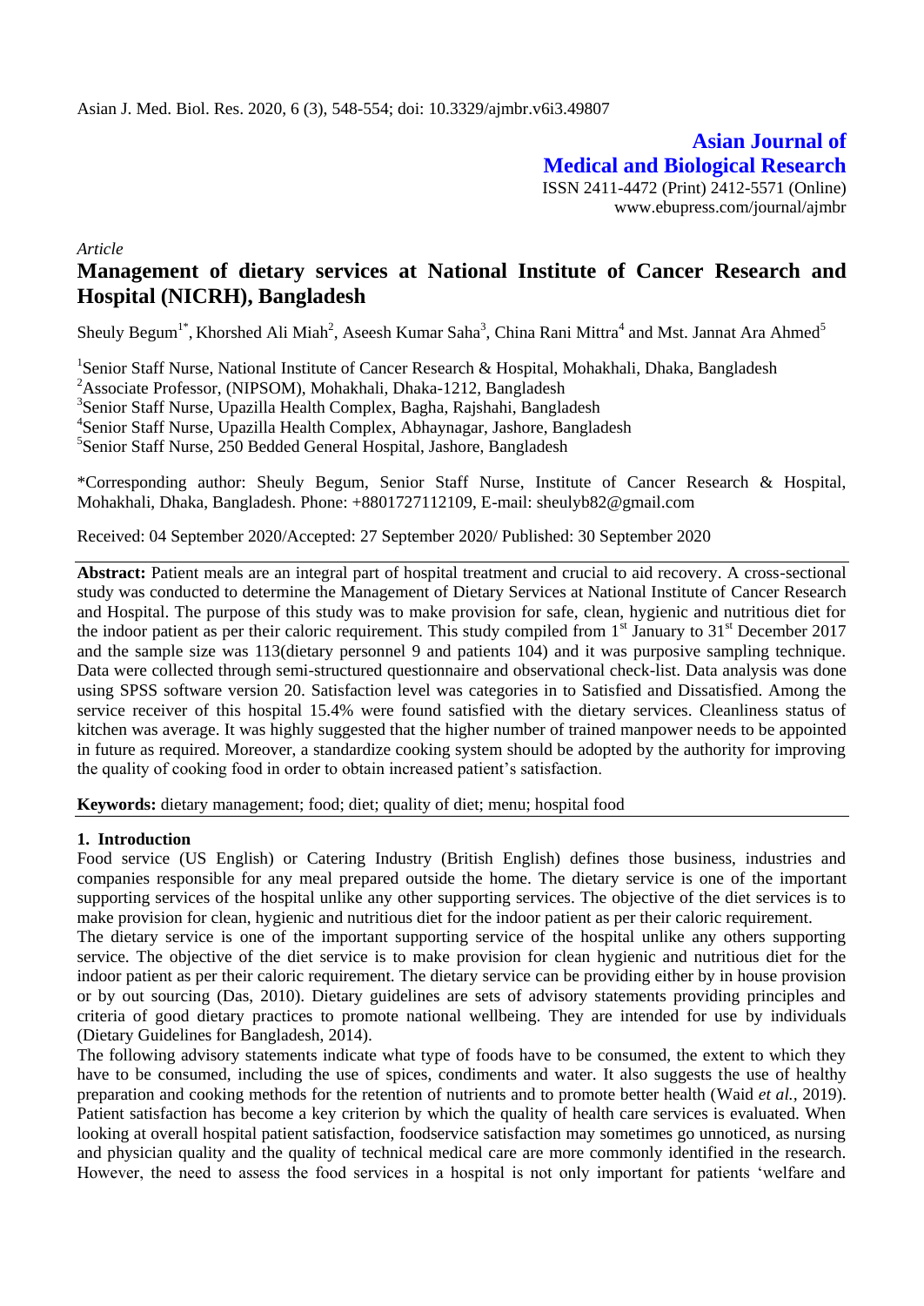Asian J. Med. Biol. Res. 2020, 6 (3), 548-554; doi: 10.3329/ajmbr.v6i3.49807

**Asian Journal of Medical and Biological Research**

ISSN 2411-4472 (Print) 2412-5571 (Online)
www.ebupress.com/journal/ajmbr

*Article*

# Management of dietary services at National Institute of Cancer Research and Hospital (NICRH), Bangladesh

Sheuly Begum[1*], Khorshed Ali Miah[2], Aseesh Kumar Saha[3], China Rani Mittra[4] and Mst. Jannat Ara Ahmed[5]

[1]Senior Staff Nurse, National Institute of Cancer Research & Hospital, Mohakhali, Dhaka, Bangladesh
[2]Associate Professor, (NIPSOM), Mohakhali, Dhaka-1212, Bangladesh
[3]Senior Staff Nurse, Upazilla Health Complex, Bagha, Rajshahi, Bangladesh
[4]Senior Staff Nurse, Upazilla Health Complex, Abhaynagar, Jashore, Bangladesh
[5]Senior Staff Nurse, 250 Bedded General Hospital, Jashore, Bangladesh

*Corresponding author: Sheuly Begum, Senior Staff Nurse, Institute of Cancer Research & Hospital, Mohakhali, Dhaka, Bangladesh. Phone: +8801727112109, E-mail: sheulyb82@gmail.com

Received: 04 September 2020/Accepted: 27 September 2020/ Published: 30 September 2020

**Abstract:** Patient meals are an integral part of hospital treatment and crucial to aid recovery. A cross-sectional study was conducted to determine the Management of Dietary Services at National Institute of Cancer Research and Hospital. The purpose of this study was to make provision for safe, clean, hygienic and nutritious diet for the indoor patient as per their caloric requirement. This study compiled from 1st January to 31st December 2017 and the sample size was 113(dietary personnel 9 and patients 104) and it was purposive sampling technique. Data were collected through semi-structured questionnaire and observational check-list. Data analysis was done using SPSS software version 20. Satisfaction level was categories in to Satisfied and Dissatisfied. Among the service receiver of this hospital 15.4% were found satisfied with the dietary services. Cleanliness status of kitchen was average. It was highly suggested that the higher number of trained manpower needs to be appointed in future as required. Moreover, a standardize cooking system should be adopted by the authority for improving the quality of cooking food in order to obtain increased patient's satisfaction.

**Keywords:** dietary management; food; diet; quality of diet; menu; hospital food

## 1. Introduction

Food service (US English) or Catering Industry (British English) defines those business, industries and companies responsible for any meal prepared outside the home. The dietary service is one of the important supporting services of the hospital unlike any other supporting services. The objective of the diet services is to make provision for clean, hygienic and nutritious diet for the indoor patient as per their caloric requirement.

The dietary service is one of the important supporting service of the hospital unlike any others supporting service. The objective of the diet service is to make provision for clean hygienic and nutritious diet for the indoor patient as per their caloric requirement. The dietary service can be providing either by in house provision or by out sourcing (Das, 2010). Dietary guidelines are sets of advisory statements providing principles and criteria of good dietary practices to promote national wellbeing. They are intended for use by individuals (Dietary Guidelines for Bangladesh, 2014).

The following advisory statements indicate what type of foods have to be consumed, the extent to which they have to be consumed, including the use of spices, condiments and water. It also suggests the use of healthy preparation and cooking methods for the retention of nutrients and to promote better health (Waid *et al.,* 2019).

Patient satisfaction has become a key criterion by which the quality of health care services is evaluated. When looking at overall hospital patient satisfaction, foodservice satisfaction may sometimes go unnoticed, as nursing and physician quality and the quality of technical medical care are more commonly identified in the research. However, the need to assess the food services in a hospital is not only important for patients 'welfare and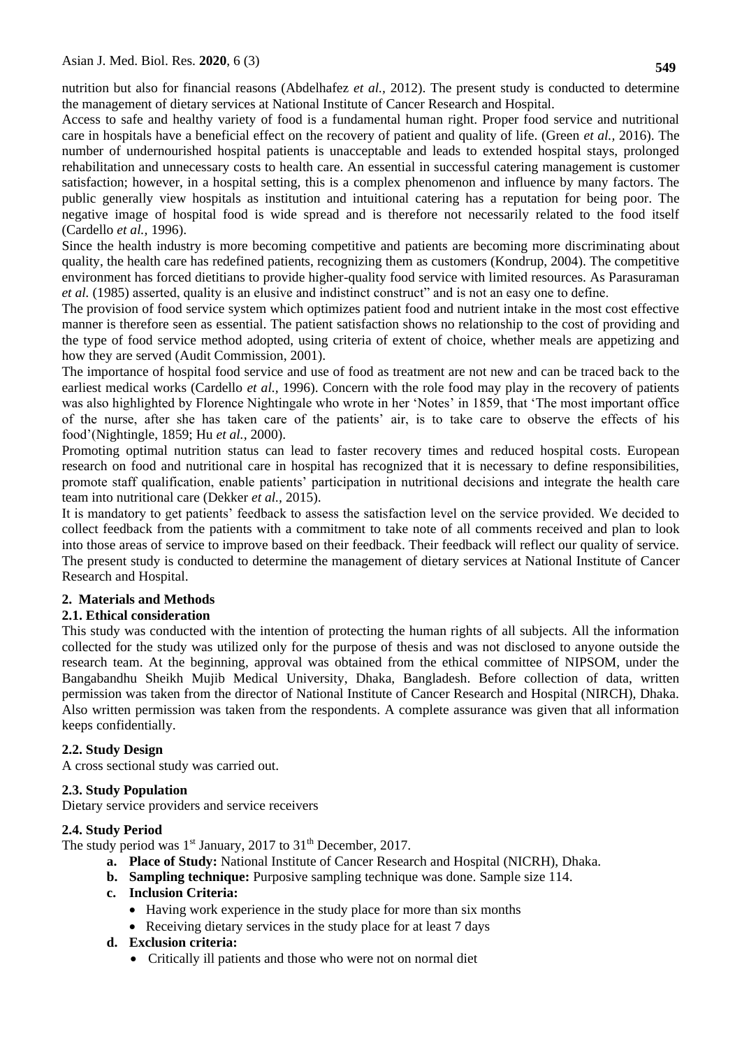nutrition but also for financial reasons (Abdelhafez *et al.,* 2012). The present study is conducted to determine the management of dietary services at National Institute of Cancer Research and Hospital.

Access to safe and healthy variety of food is a fundamental human right. Proper food service and nutritional care in hospitals have a beneficial effect on the recovery of patient and quality of life. (Green *et al.,* 2016). The number of undernourished hospital patients is unacceptable and leads to extended hospital stays, prolonged rehabilitation and unnecessary costs to health care. An essential in successful catering management is customer satisfaction; however, in a hospital setting, this is a complex phenomenon and influence by many factors. The public generally view hospitals as institution and intuitional catering has a reputation for being poor. The negative image of hospital food is wide spread and is therefore not necessarily related to the food itself (Cardello *et al.,* 1996).

Since the health industry is more becoming competitive and patients are becoming more discriminating about quality, the health care has redefined patients, recognizing them as customers (Kondrup, 2004). The competitive environment has forced dietitians to provide higher-quality food service with limited resources. As Parasuraman *et al.* (1985) asserted, quality is an elusive and indistinct construct" and is not an easy one to define.

The provision of food service system which optimizes patient food and nutrient intake in the most cost effective manner is therefore seen as essential. The patient satisfaction shows no relationship to the cost of providing and the type of food service method adopted, using criteria of extent of choice, whether meals are appetizing and how they are served (Audit Commission, 2001).

The importance of hospital food service and use of food as treatment are not new and can be traced back to the earliest medical works (Cardello *et al.,* 1996). Concern with the role food may play in the recovery of patients was also highlighted by Florence Nightingale who wrote in her 'Notes' in 1859, that 'The most important office of the nurse, after she has taken care of the patients' air, is to take care to observe the effects of his food'(Nightingle, 1859; Hu *et al.,* 2000).

Promoting optimal nutrition status can lead to faster recovery times and reduced hospital costs. European research on food and nutritional care in hospital has recognized that it is necessary to define responsibilities, promote staff qualification, enable patients' participation in nutritional decisions and integrate the health care team into nutritional care (Dekker *et al.,* 2015).

It is mandatory to get patients' feedback to assess the satisfaction level on the service provided. We decided to collect feedback from the patients with a commitment to take note of all comments received and plan to look into those areas of service to improve based on their feedback. Their feedback will reflect our quality of service. The present study is conducted to determine the management of dietary services at National Institute of Cancer Research and Hospital.

## 2. Materials and Methods

### 2.1. Ethical consideration

This study was conducted with the intention of protecting the human rights of all subjects. All the information collected for the study was utilized only for the purpose of thesis and was not disclosed to anyone outside the research team. At the beginning, approval was obtained from the ethical committee of NIPSOM, under the Bangabandhu Sheikh Mujib Medical University, Dhaka, Bangladesh. Before collection of data, written permission was taken from the director of National Institute of Cancer Research and Hospital (NIRCH), Dhaka. Also written permission was taken from the respondents. A complete assurance was given that all information keeps confidentially.

### 2.2. Study Design

A cross sectional study was carried out.

### 2.3. Study Population

Dietary service providers and service receivers

### 2.4. Study Period

The study period was 1st January, 2017 to 31th December, 2017.

a. **Place of Study:** National Institute of Cancer Research and Hospital (NICRH), Dhaka.
b. **Sampling technique:** Purposive sampling technique was done. Sample size 114.
c. **Inclusion Criteria:**
   - Having work experience in the study place for more than six months
   - Receiving dietary services in the study place for at least 7 days
d. **Exclusion criteria:**
   - Critically ill patients and those who were not on normal diet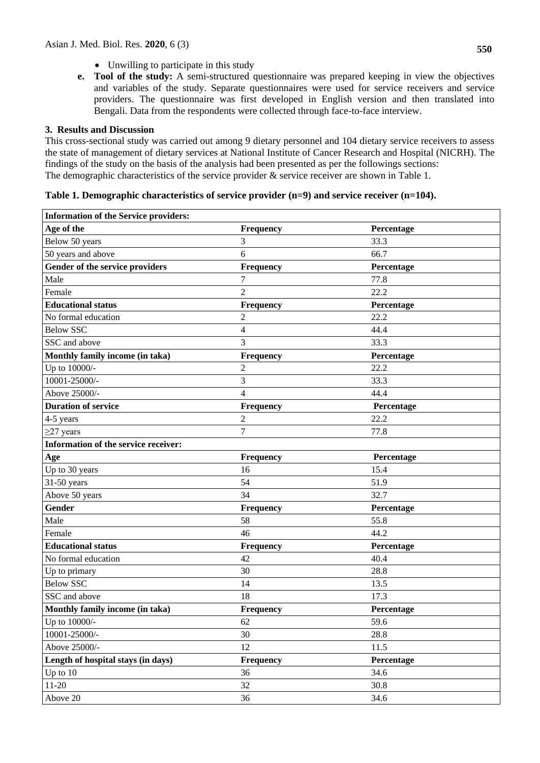- Unwilling to participate in this study

**e. Tool of the study:** A semi-structured questionnaire was prepared keeping in view the objectives and variables of the study. Separate questionnaires were used for service receivers and service providers. The questionnaire was first developed in English version and then translated into Bengali. Data from the respondents were collected through face-to-face interview.

## 3. Results and Discussion

This cross-sectional study was carried out among 9 dietary personnel and 104 dietary service receivers to assess the state of management of dietary services at National Institute of Cancer Research and Hospital (NICRH). The findings of the study on the basis of the analysis had been presented as per the followings sections:
The demographic characteristics of the service provider & service receiver are shown in Table 1.

**Table 1. Demographic characteristics of service provider (n=9) and service receiver (n=104).**

| **Information of the Service providers:** | | |
|---|---|---|
| **Age of the** | **Frequency** | **Percentage** |
| Below 50 years | 3 | 33.3 |
| 50 years and above | 6 | 66.7 |
| **Gender of the service providers** | **Frequency** | **Percentage** |
| Male | 7 | 77.8 |
| Female | 2 | 22.2 |
| **Educational status** | **Frequency** | **Percentage** |
| No formal education | 2 | 22.2 |
| Below SSC | 4 | 44.4 |
| SSC and above | 3 | 33.3 |
| **Monthly family income (in taka)** | **Frequency** | **Percentage** |
| Up to 10000/- | 2 | 22.2 |
| 10001-25000/- | 3 | 33.3 |
| Above 25000/- | 4 | 44.4 |
| **Duration of service** | **Frequency** | **Percentage** |
| 4-5 years | 2 | 22.2 |
| ≥27 years | 7 | 77.8 |
| **Information of the service receiver:** | | |
| **Age** | **Frequency** | **Percentage** |
| Up to 30 years | 16 | 15.4 |
| 31-50 years | 54 | 51.9 |
| Above 50 years | 34 | 32.7 |
| **Gender** | **Frequency** | **Percentage** |
| Male | 58 | 55.8 |
| Female | 46 | 44.2 |
| **Educational status** | **Frequency** | **Percentage** |
| No formal education | 42 | 40.4 |
| Up to primary | 30 | 28.8 |
| Below SSC | 14 | 13.5 |
| SSC and above | 18 | 17.3 |
| **Monthly family income (in taka)** | **Frequency** | **Percentage** |
| Up to 10000/- | 62 | 59.6 |
| 10001-25000/- | 30 | 28.8 |
| Above 25000/- | 12 | 11.5 |
| **Length of hospital stays (in days)** | **Frequency** | **Percentage** |
| Up to 10 | 36 | 34.6 |
| 11-20 | 32 | 30.8 |
| Above 20 | 36 | 34.6 |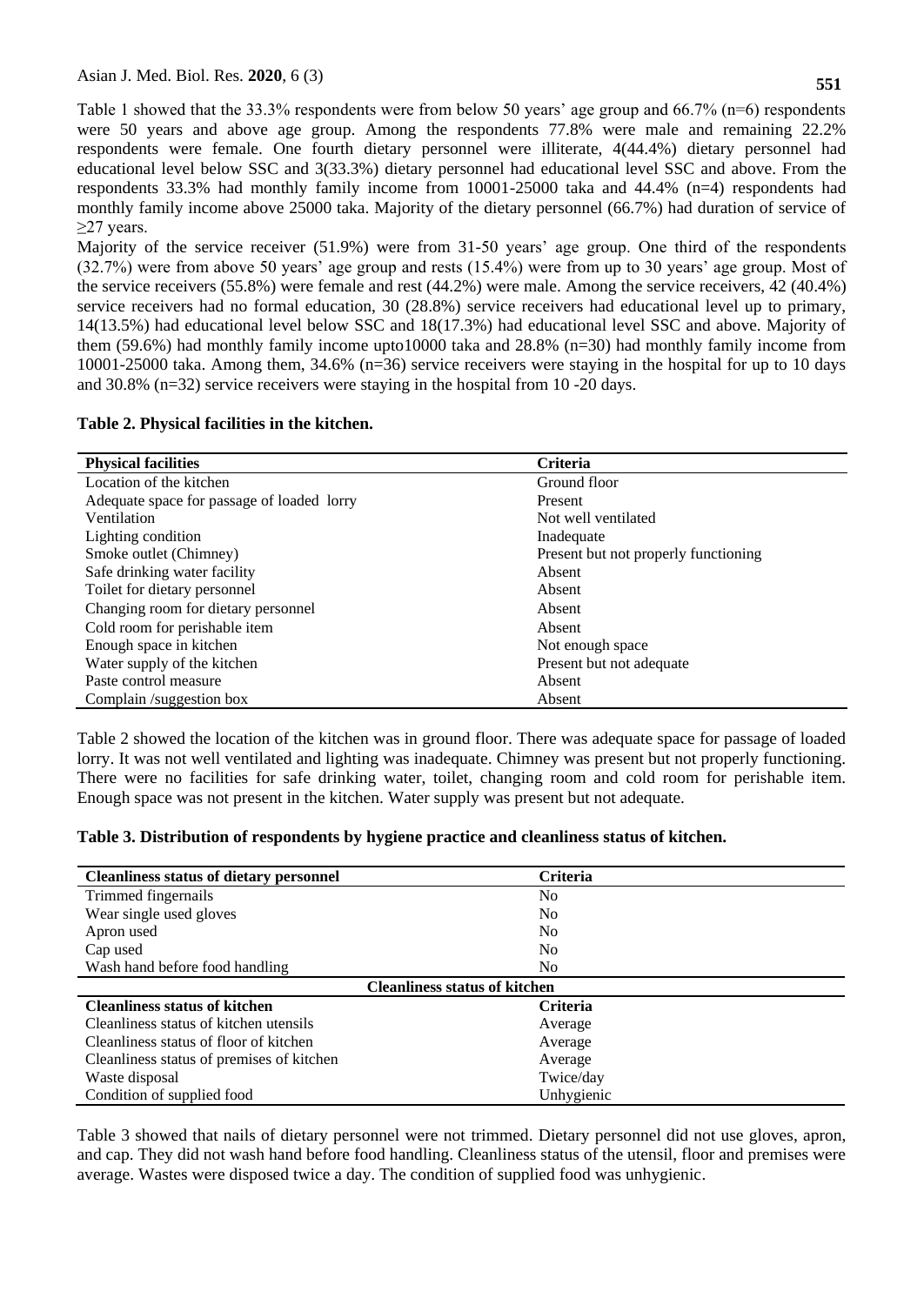Table 1 showed that the 33.3% respondents were from below 50 years' age group and 66.7% (n=6) respondents were 50 years and above age group. Among the respondents 77.8% were male and remaining 22.2% respondents were female. One fourth dietary personnel were illiterate, 4(44.4%) dietary personnel had educational level below SSC and 3(33.3%) dietary personnel had educational level SSC and above. From the respondents 33.3% had monthly family income from 10001-25000 taka and 44.4% (n=4) respondents had monthly family income above 25000 taka. Majority of the dietary personnel (66.7%) had duration of service of ≥27 years.

Majority of the service receiver (51.9%) were from 31-50 years' age group. One third of the respondents (32.7%) were from above 50 years' age group and rests (15.4%) were from up to 30 years' age group. Most of the service receivers (55.8%) were female and rest (44.2%) were male. Among the service receivers, 42 (40.4%) service receivers had no formal education, 30 (28.8%) service receivers had educational level up to primary, 14(13.5%) had educational level below SSC and 18(17.3%) had educational level SSC and above. Majority of them (59.6%) had monthly family income upto10000 taka and 28.8% (n=30) had monthly family income from 10001-25000 taka. Among them, 34.6% (n=36) service receivers were staying in the hospital for up to 10 days and 30.8% (n=32) service receivers were staying in the hospital from 10 -20 days.

**Table 2. Physical facilities in the kitchen.**

| Physical facilities | Criteria |
|---|---|
| Location of the kitchen | Ground floor |
| Adequate space for passage of loaded lorry | Present |
| Ventilation | Not well ventilated |
| Lighting condition | Inadequate |
| Smoke outlet (Chimney) | Present but not properly functioning |
| Safe drinking water facility | Absent |
| Toilet for dietary personnel | Absent |
| Changing room for dietary personnel | Absent |
| Cold room for perishable item | Absent |
| Enough space in kitchen | Not enough space |
| Water supply of the kitchen | Present but not adequate |
| Paste control measure | Absent |
| Complain /suggestion box | Absent |

Table 2 showed the location of the kitchen was in ground floor. There was adequate space for passage of loaded lorry. It was not well ventilated and lighting was inadequate. Chimney was present but not properly functioning. There were no facilities for safe drinking water, toilet, changing room and cold room for perishable item. Enough space was not present in the kitchen. Water supply was present but not adequate.

**Table 3. Distribution of respondents by hygiene practice and cleanliness status of kitchen.**

| Cleanliness status of dietary personnel | Criteria |
|---|---|
| Trimmed fingernails | No |
| Wear single used gloves | No |
| Apron used | No |
| Cap used | No |
| Wash hand before food handling | No |
| **Cleanliness status of kitchen** | |
| **Cleanliness status of kitchen** | **Criteria** |
| Cleanliness status of kitchen utensils | Average |
| Cleanliness status of floor of kitchen | Average |
| Cleanliness status of premises of kitchen | Average |
| Waste disposal | Twice/day |
| Condition of supplied food | Unhygienic |

Table 3 showed that nails of dietary personnel were not trimmed. Dietary personnel did not use gloves, apron, and cap. They did not wash hand before food handling. Cleanliness status of the utensil, floor and premises were average. Wastes were disposed twice a day. The condition of supplied food was unhygienic.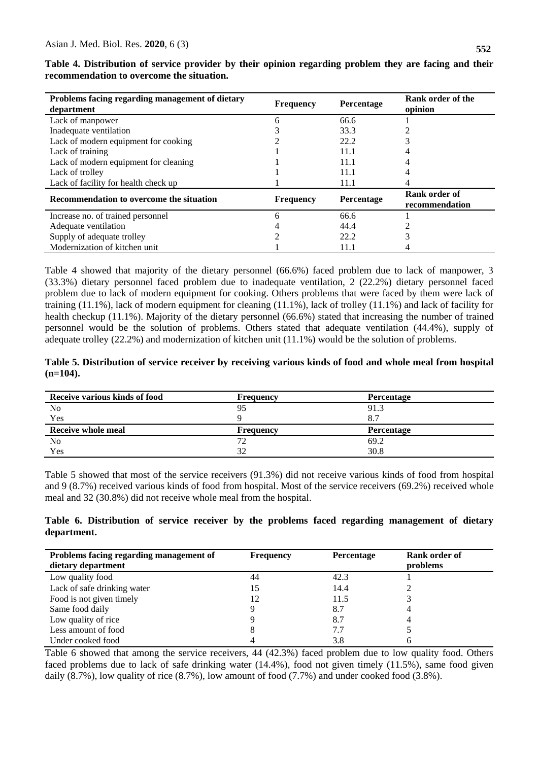**Table 4. Distribution of service provider by their opinion regarding problem they are facing and their recommendation to overcome the situation.**

| Problems facing regarding management of dietary department | Frequency | Percentage | Rank order of the opinion |
|---|---|---|---|
| Lack of manpower | 6 | 66.6 | 1 |
| Inadequate ventilation | 3 | 33.3 | 2 |
| Lack of modern equipment for cooking | 2 | 22.2 | 3 |
| Lack of training | 1 | 11.1 | 4 |
| Lack of modern equipment for cleaning | 1 | 11.1 | 4 |
| Lack of trolley | 1 | 11.1 | 4 |
| Lack of facility for health check up | 1 | 11.1 | 4 |
| **Recommendation to overcome the situation** | **Frequency** | **Percentage** | **Rank order of recommendation** |
| Increase no. of trained personnel | 6 | 66.6 | 1 |
| Adequate ventilation | 4 | 44.4 | 2 |
| Supply of adequate trolley | 2 | 22.2 | 3 |
| Modernization of kitchen unit | 1 | 11.1 | 4 |

Table 4 showed that majority of the dietary personnel (66.6%) faced problem due to lack of manpower, 3 (33.3%) dietary personnel faced problem due to inadequate ventilation, 2 (22.2%) dietary personnel faced problem due to lack of modern equipment for cooking. Others problems that were faced by them were lack of training (11.1%), lack of modern equipment for cleaning (11.1%), lack of trolley (11.1%) and lack of facility for health checkup (11.1%). Majority of the dietary personnel (66.6%) stated that increasing the number of trained personnel would be the solution of problems. Others stated that adequate ventilation (44.4%), supply of adequate trolley (22.2%) and modernization of kitchen unit (11.1%) would be the solution of problems.

**Table 5. Distribution of service receiver by receiving various kinds of food and whole meal from hospital (n=104).**

| Receive various kinds of food | Frequency | Percentage |
|---|---|---|
| No | 95 | 91.3 |
| Yes | 9 | 8.7 |
| **Receive whole meal** | **Frequency** | **Percentage** |
| No | 72 | 69.2 |
| Yes | 32 | 30.8 |

Table 5 showed that most of the service receivers (91.3%) did not receive various kinds of food from hospital and 9 (8.7%) received various kinds of food from hospital. Most of the service receivers (69.2%) received whole meal and 32 (30.8%) did not receive whole meal from the hospital.

**Table 6. Distribution of service receiver by the problems faced regarding management of dietary department.**

| Problems facing regarding management of dietary department | Frequency | Percentage | Rank order of problems |
|---|---|---|---|
| Low quality food | 44 | 42.3 | 1 |
| Lack of safe drinking water | 15 | 14.4 | 2 |
| Food is not given timely | 12 | 11.5 | 3 |
| Same food daily | 9 | 8.7 | 4 |
| Low quality of rice | 9 | 8.7 | 4 |
| Less amount of food | 8 | 7.7 | 5 |
| Under cooked food | 4 | 3.8 | 6 |

Table 6 showed that among the service receivers, 44 (42.3%) faced problem due to low quality food. Others faced problems due to lack of safe drinking water (14.4%), food not given timely (11.5%), same food given daily (8.7%), low quality of rice (8.7%), low amount of food (7.7%) and under cooked food (3.8%).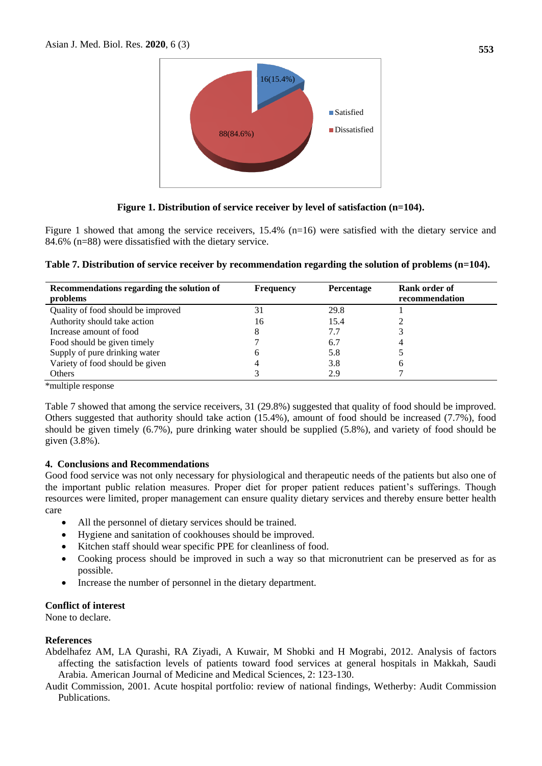Figure 1. Distribution of service receiver by level of satisfaction (n=104).

Figure 1 showed that among the service receivers, 15.4% (n=16) were satisfied with the dietary service and 84.6% (n=88) were dissatisfied with the dietary service.

**Table 7. Distribution of service receiver by recommendation regarding the solution of problems (n=104).**

| Recommendations regarding the solution of problems | Frequency | Percentage | Rank order of recommendation |
|---|---|---|---|
| Quality of food should be improved | 31 | 29.8 | 1 |
| Authority should take action | 16 | 15.4 | 2 |
| Increase amount of food | 8 | 7.7 | 3 |
| Food should be given timely | 7 | 6.7 | 4 |
| Supply of pure drinking water | 6 | 5.8 | 5 |
| Variety of food should be given | 4 | 3.8 | 6 |
| Others | 3 | 2.9 | 7 |

*multiple response

Table 7 showed that among the service receivers, 31 (29.8%) suggested that quality of food should be improved. Others suggested that authority should take action (15.4%), amount of food should be increased (7.7%), food should be given timely (6.7%), pure drinking water should be supplied (5.8%), and variety of food should be given (3.8%).

## 4. Conclusions and Recommendations

Good food service was not only necessary for physiological and therapeutic needs of the patients but also one of the important public relation measures. Proper diet for proper patient reduces patient's sufferings. Though resources were limited, proper management can ensure quality dietary services and thereby ensure better health care

- All the personnel of dietary services should be trained.
- Hygiene and sanitation of cookhouses should be improved.
- Kitchen staff should wear specific PPE for cleanliness of food.
- Cooking process should be improved in such a way so that micronutrient can be preserved as for as possible.
- Increase the number of personnel in the dietary department.

## Conflict of interest

None to declare.

## References

Abdelhafez AM, LA Qurashi, RA Ziyadi, A Kuwair, M Shobki and H Mograbi, 2012. Analysis of factors affecting the satisfaction levels of patients toward food services at general hospitals in Makkah, Saudi Arabia. American Journal of Medicine and Medical Sciences, 2: 123-130.

Audit Commission, 2001. Acute hospital portfolio: review of national findings, Wetherby: Audit Commission Publications.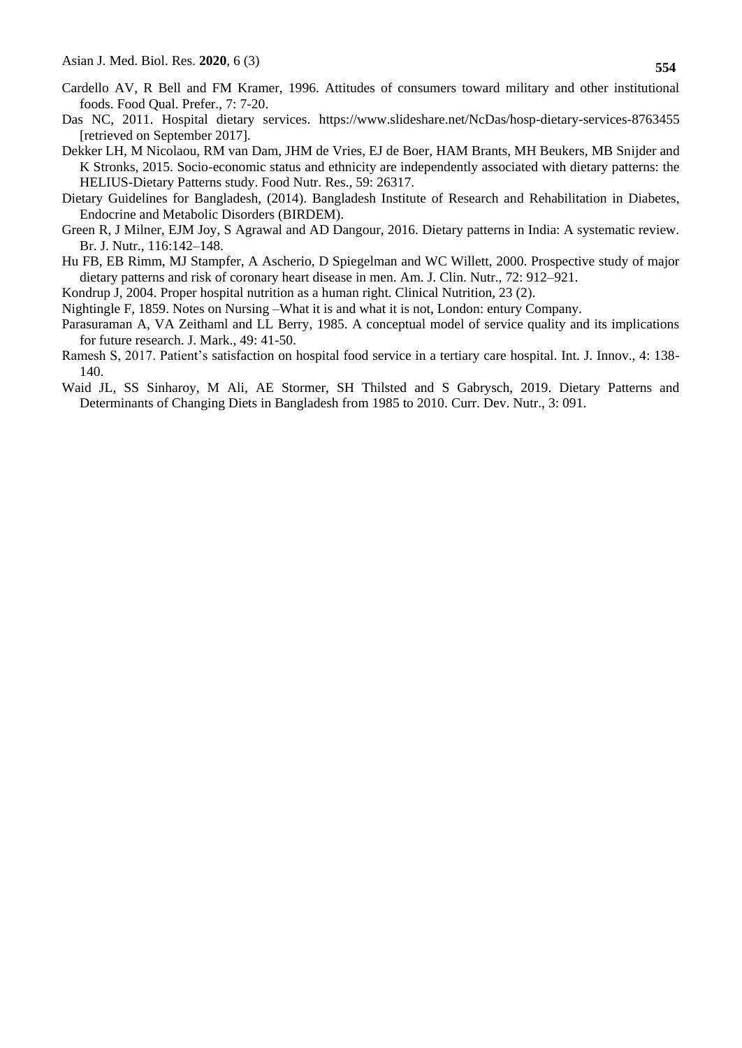Cardello AV, R Bell and FM Kramer, 1996. Attitudes of consumers toward military and other institutional foods. Food Qual. Prefer., 7: 7-20.

Das NC, 2011. Hospital dietary services. https://www.slideshare.net/NcDas/hosp-dietary-services-8763455 [retrieved on September 2017].

Dekker LH, M Nicolaou, RM van Dam, JHM de Vries, EJ de Boer, HAM Brants, MH Beukers, MB Snijder and K Stronks, 2015. Socio-economic status and ethnicity are independently associated with dietary patterns: the HELIUS-Dietary Patterns study. Food Nutr. Res., 59: 26317.

Dietary Guidelines for Bangladesh, (2014). Bangladesh Institute of Research and Rehabilitation in Diabetes, Endocrine and Metabolic Disorders (BIRDEM).

Green R, J Milner, EJM Joy, S Agrawal and AD Dangour, 2016. Dietary patterns in India: A systematic review. Br. J. Nutr., 116:142–148.

Hu FB, EB Rimm, MJ Stampfer, A Ascherio, D Spiegelman and WC Willett, 2000. Prospective study of major dietary patterns and risk of coronary heart disease in men. Am. J. Clin. Nutr., 72: 912–921.

Kondrup J, 2004. Proper hospital nutrition as a human right. Clinical Nutrition, 23 (2).

Nightingle F, 1859. Notes on Nursing –What it is and what it is not, London: entury Company.

Parasuraman A, VA Zeithaml and LL Berry, 1985. A conceptual model of service quality and its implications for future research. J. Mark., 49: 41-50.

Ramesh S, 2017. Patient's satisfaction on hospital food service in a tertiary care hospital. Int. J. Innov., 4: 138-140.

Waid JL, SS Sinharoy, M Ali, AE Stormer, SH Thilsted and S Gabrysch, 2019. Dietary Patterns and Determinants of Changing Diets in Bangladesh from 1985 to 2010. Curr. Dev. Nutr., 3: 091.